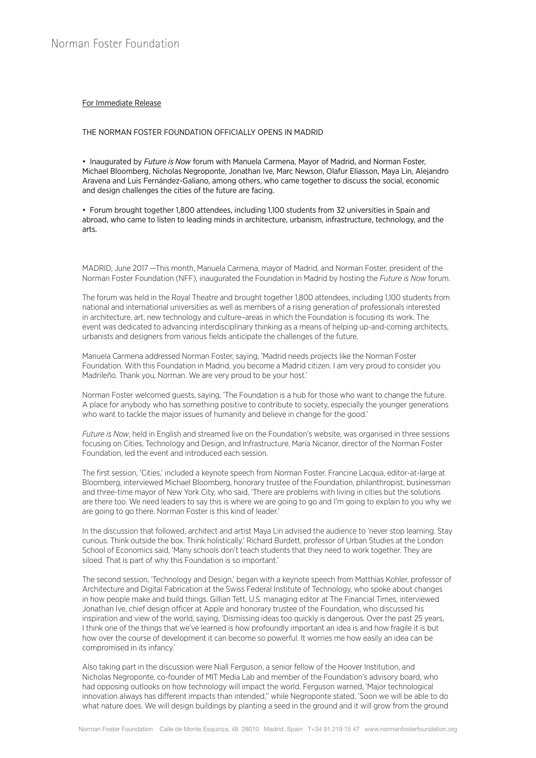Norman Foster Foundation

For Immediate Release

# THE NORMAN FOSTER FOUNDATION OFFICIALLY OPENS IN MADRID

- Inaugurated by *Future is Now* forum with Manuela Carmena, Mayor of Madrid, and Norman Foster, Michael Bloomberg, Nicholas Negroponte, Jonathan Ive, Marc Newson, Olafur Eliasson, Maya Lin, Alejandro Aravena and Luis Fernández-Galiano, among others, who came together to discuss the social, economic and design challenges the cities of the future are facing.

- Forum brought together 1,800 attendees, including 1,100 students from 32 universities in Spain and abroad, who came to listen to leading minds in architecture, urbanism, infrastructure, technology, and the arts.

MADRID, June 2017 —This month, Manuela Carmena, mayor of Madrid, and Norman Foster, president of the Norman Foster Foundation (NFF), inaugurated the Foundation in Madrid by hosting the *Future is Now* forum.

The forum was held in the Royal Theatre and brought together 1,800 attendees, including 1,100 students from national and international universities as well as members of a rising generation of professionals interested in architecture, art, new technology and culture–areas in which the Foundation is focusing its work. The event was dedicated to advancing interdisciplinary thinking as a means of helping up-and-coming architects, urbanists and designers from various fields anticipate the challenges of the future.

Manuela Carmena addressed Norman Foster, saying, 'Madrid needs projects like the Norman Foster Foundation. With this Foundation in Madrid, you become a Madrid citizen. I am very proud to consider you Madrileño. Thank you, Norman. We are very proud to be your host.'

Norman Foster welcomed guests, saying, 'The Foundation is a hub for those who want to change the future. A place for anybody who has something positive to contribute to society, especially the younger generations who want to tackle the major issues of humanity and believe in change for the good.'

*Future is Now*, held in English and streamed live on the Foundation's website, was organised in three sessions focusing on Cities, Technology and Design, and Infrastructure. María Nicanor, director of the Norman Foster Foundation, led the event and introduced each session.

The first session, 'Cities,' included a keynote speech from Norman Foster. Francine Lacqua, editor-at-large at Bloomberg, interviewed Michael Bloomberg, honorary trustee of the Foundation, philanthropist, businessman and three-time mayor of New York City, who said, 'There are problems with living in cities but the solutions are there too. We need leaders to say this is where we are going to go and I'm going to explain to you why we are going to go there. Norman Foster is this kind of leader.'

In the discussion that followed, architect and artist Maya Lin advised the audience to 'never stop learning. Stay curious. Think outside the box. Think holistically.' Richard Burdett, professor of Urban Studies at the London School of Economics said, 'Many schools don't teach students that they need to work together. They are siloed. That is part of why this Foundation is so important.'

The second session, 'Technology and Design,' began with a keynote speech from Matthias Kohler, professor of Architecture and Digital Fabrication at the Swiss Federal Institute of Technology, who spoke about changes in how people make and build things. Gillian Tett, U.S. managing editor at The Financial Times, interviewed Jonathan Ive, chief design officer at Apple and honorary trustee of the Foundation, who discussed his inspiration and view of the world, saying, 'Dismissing ideas too quickly is dangerous. Over the past 25 years, I think one of the things that we've learned is how profoundly important an idea is and how fragile it is but how over the course of development it can become so powerful. It worries me how easily an idea can be compromised in its infancy.'

Also taking part in the discussion were Niall Ferguson, a senior fellow of the Hoover Institution, and Nicholas Negroponte, co-founder of MIT Media Lab and member of the Foundation's advisory board, who had opposing outlooks on how technology will impact the world. Ferguson warned, 'Major technological innovation always has different impacts than intended," while Negroponte stated, 'Soon we will be able to do what nature does. We will design buildings by planting a seed in the ground and it will grow from the ground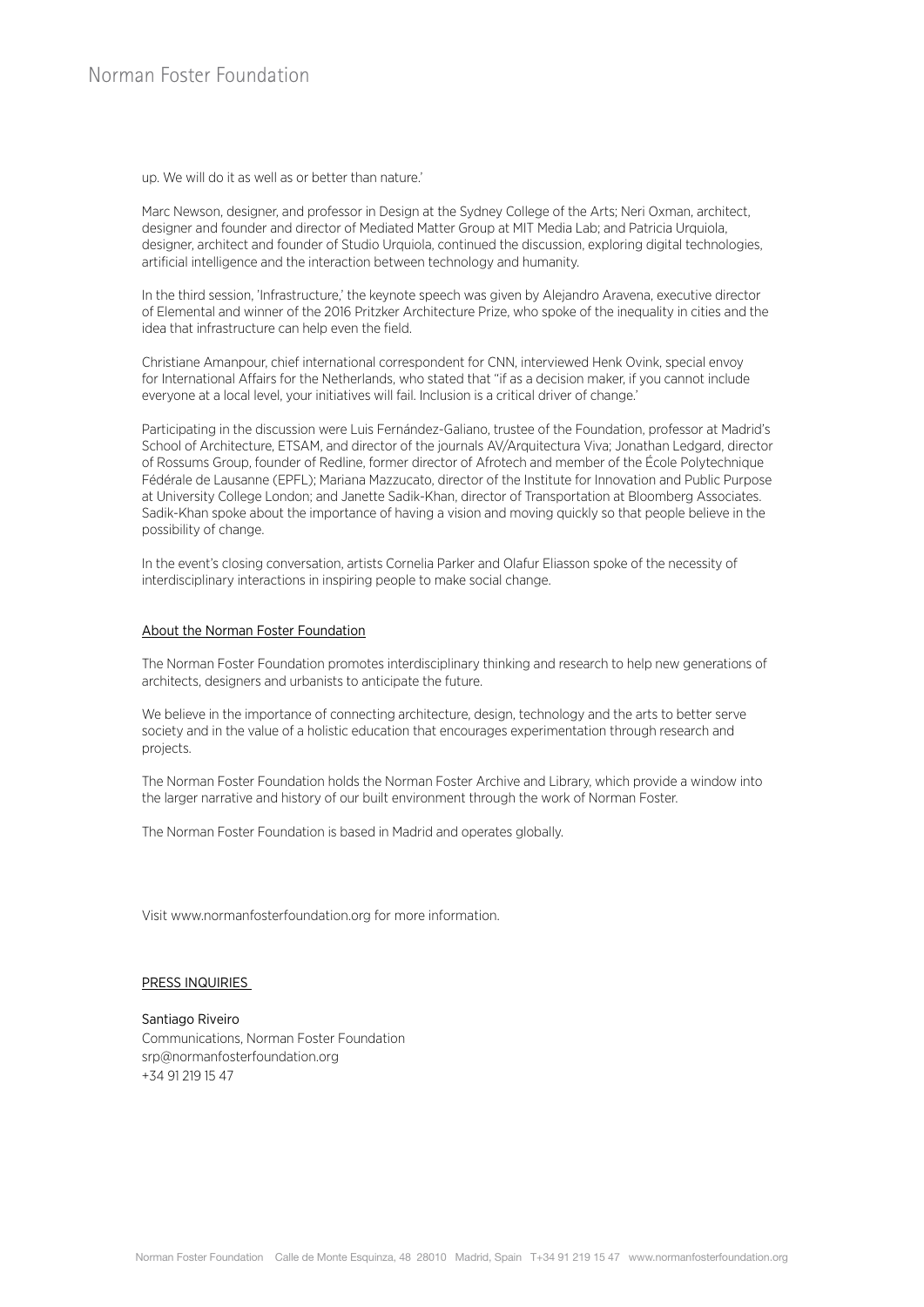up. We will do it as well as or better than nature.'

Marc Newson, designer, and professor in Design at the Sydney College of the Arts; Neri Oxman, architect, designer and founder and director of Mediated Matter Group at MIT Media Lab; and Patricia Urquiola, designer, architect and founder of Studio Urquiola, continued the discussion, exploring digital technologies, artificial intelligence and the interaction between technology and humanity.

In the third session, 'Infrastructure,' the keynote speech was given by Alejandro Aravena, executive director of Elemental and winner of the 2016 Pritzker Architecture Prize, who spoke of the inequality in cities and the idea that infrastructure can help even the field.

Christiane Amanpour, chief international correspondent for CNN, interviewed Henk Ovink, special envoy for International Affairs for the Netherlands, who stated that "if as a decision maker, if you cannot include everyone at a local level, your initiatives will fail. Inclusion is a critical driver of change.'

Participating in the discussion were Luis Fernández-Galiano, trustee of the Foundation, professor at Madrid's School of Architecture, ETSAM, and director of the journals AV/Arquitectura Viva; Jonathan Ledgard, director of Rossums Group, founder of Redline, former director of Afrotech and member of the École Polytechnique Fédérale de Lausanne (EPFL); Mariana Mazzucato, director of the Institute for Innovation and Public Purpose at University College London; and Janette Sadik-Khan, director of Transportation at Bloomberg Associates. Sadik-Khan spoke about the importance of having a vision and moving quickly so that people believe in the possibility of change.

In the event's closing conversation, artists Cornelia Parker and Olafur Eliasson spoke of the necessity of interdisciplinary interactions in inspiring people to make social change.

## About the Norman Foster Foundation

The Norman Foster Foundation promotes interdisciplinary thinking and research to help new generations of architects, designers and urbanists to anticipate the future.

We believe in the importance of connecting architecture, design, technology and the arts to better serve society and in the value of a holistic education that encourages experimentation through research and projects.

The Norman Foster Foundation holds the Norman Foster Archive and Library, which provide a window into the larger narrative and history of our built environment through the work of Norman Foster.

The Norman Foster Foundation is based in Madrid and operates globally.

Visit www.normanfosterfoundation.org for more information.

## PRESS INQUIRIES

Santiago Riveiro
Communications, Norman Foster Foundation
srp@normanfosterfoundation.org
+34 91 219 15 47